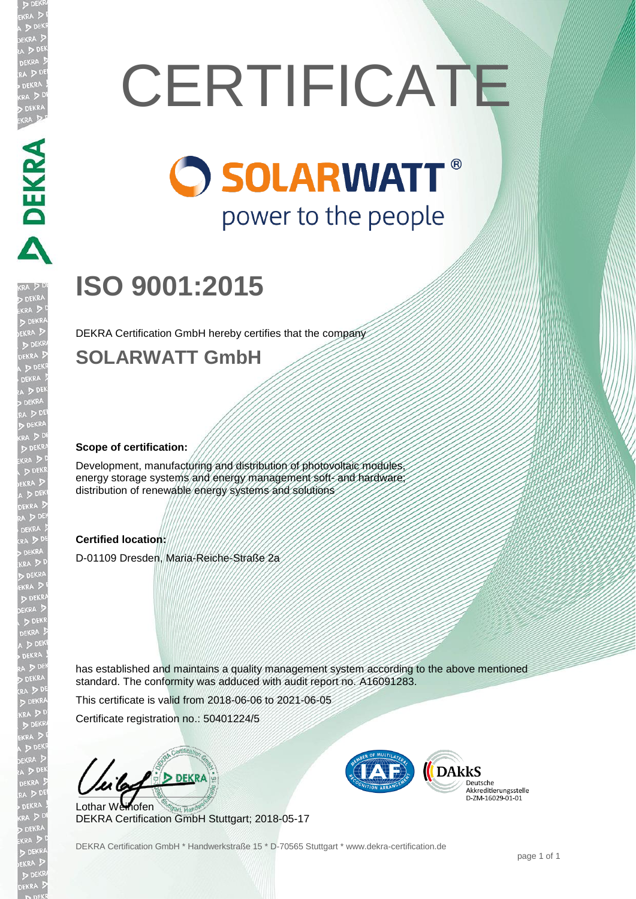# CERTIFICATE

SOLARWATT®
power to the people

## ISO 9001:2015

DEKRA Certification GmbH hereby certifies that the company

### SOLARWATT GmbH

**Scope of certification:**

Development, manufacturing and distribution of photovoltaic modules, energy storage systems and energy management soft- and hardware; distribution of renewable energy systems and solutions

**Certified location:**

D-01109 Dresden, Maria-Reiche-Straße 2a

has established and maintains a quality management system according to the above mentioned standard. The conformity was adduced with audit report no. A16091283.

This certificate is valid from 2018-06-06 to 2021-06-05

Certificate registration no.: 50401224/5

Lothar Weihofen
DEKRA Certification GmbH Stuttgart; 2018-05-17

DAkkS Deutsche Akkreditierungsstelle D-ZM-16029-01-01

DEKRA Certification GmbH * Handwerkstraße 15 * D-70565 Stuttgart * www.dekra-certification.de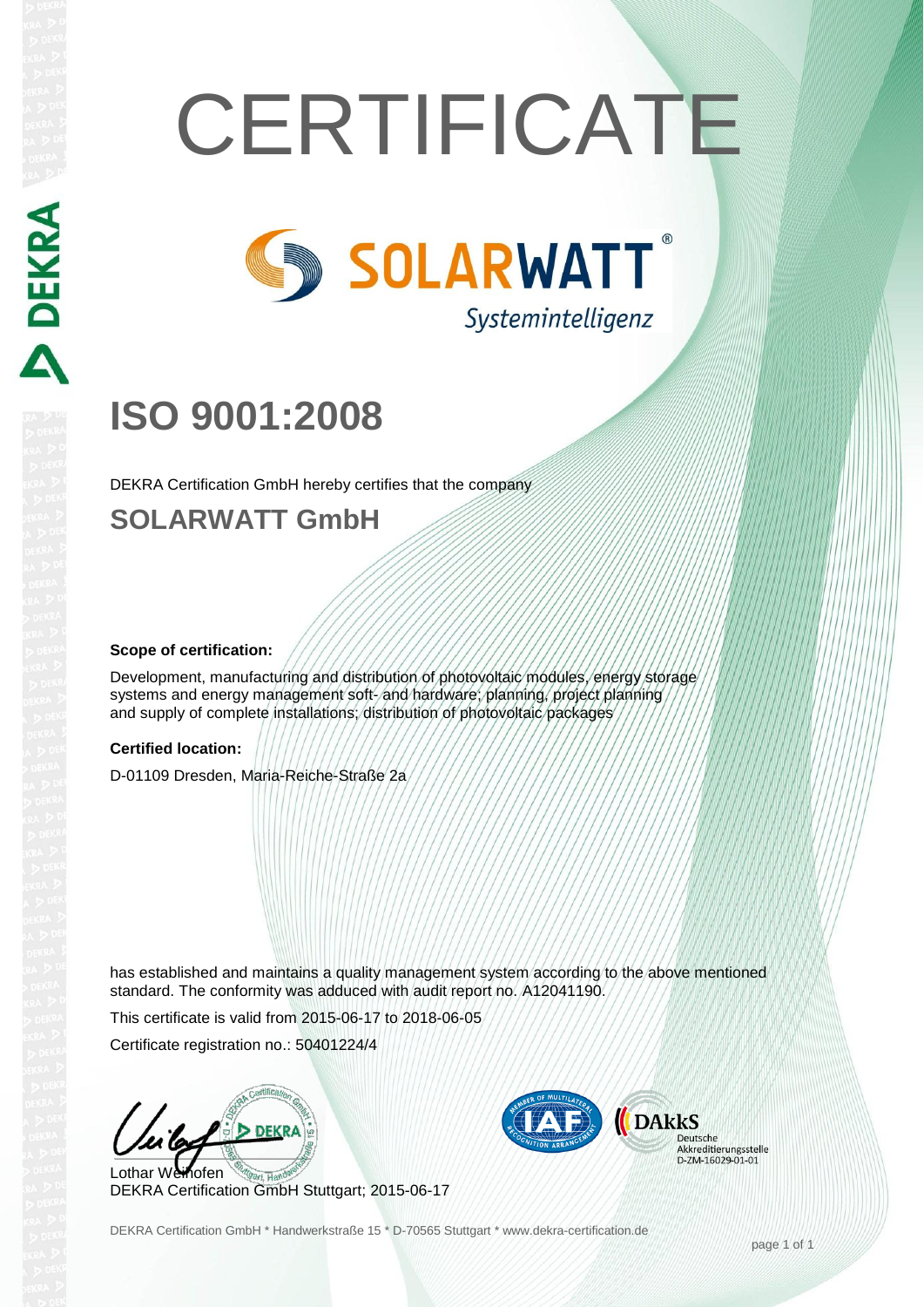# CERTIFICATE

SOLARWATT®

Systemintelligenz

## ISO 9001:2008

DEKRA Certification GmbH hereby certifies that the company

## SOLARWATT GmbH

**Scope of certification:**

Development, manufacturing and distribution of photovoltaic modules, energy storage systems and energy management soft- and hardware; planning, project planning and supply of complete installations; distribution of photovoltaic packages

**Certified location:**

D-01109 Dresden, Maria-Reiche-Straße 2a

has established and maintains a quality management system according to the above mentioned standard. The conformity was adduced with audit report no. A12041190.

This certificate is valid from 2015-06-17 to 2018-06-05

Certificate registration no.: 50401224/4

Lothar Weihofen

DEKRA Certification GmbH Stuttgart; 2015-06-17

DAkkS Deutsche Akkreditierungsstelle D-ZM-16029-01-01

DEKRA Certification GmbH * Handwerkstraße 15 * D-70565 Stuttgart * www.dekra-certification.de